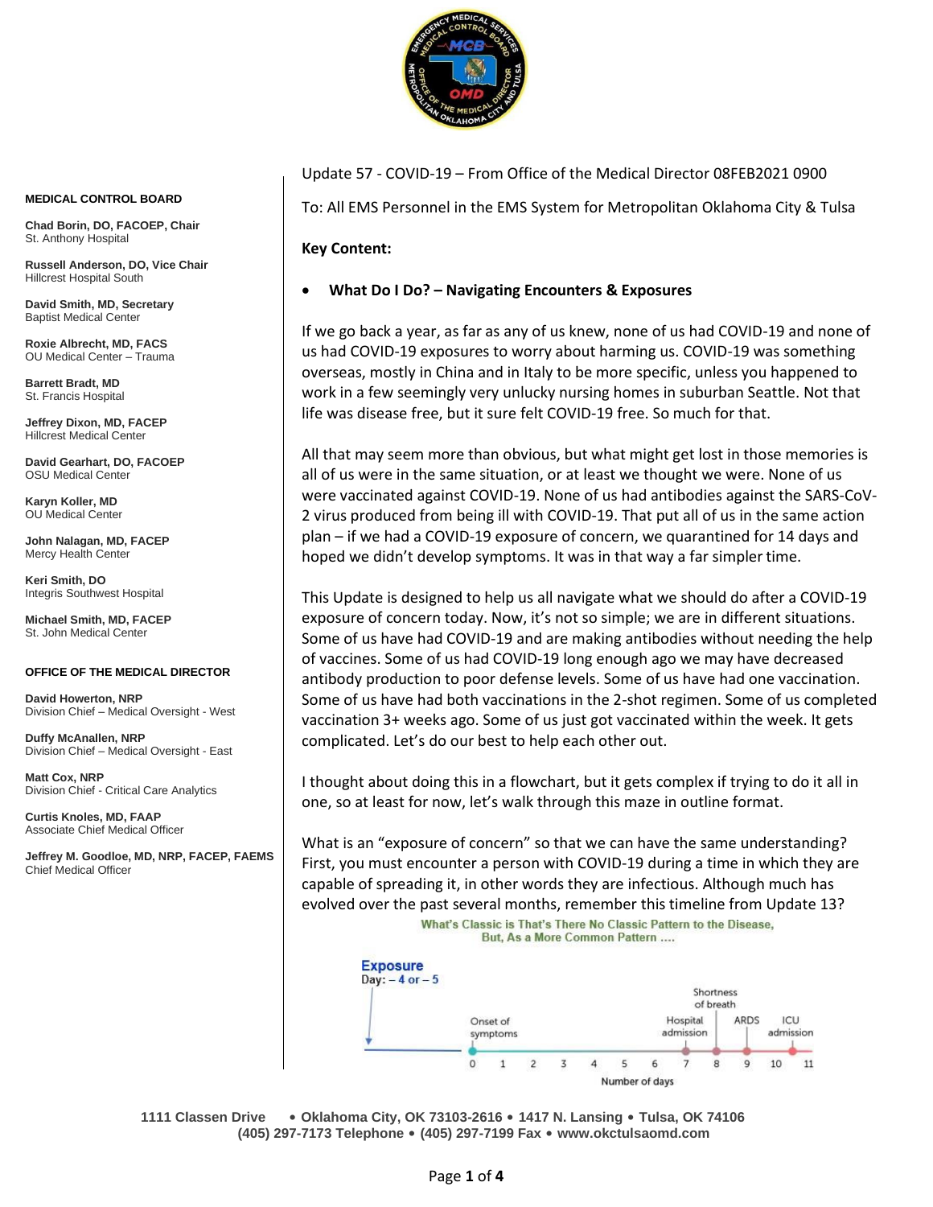**MEDICAL CONTROL BOARD**

**Chad Borin, DO, FACOEP, Chair**
St. Anthony Hospital

**Russell Anderson, DO, Vice Chair**
Hillcrest Hospital South

**David Smith, MD, Secretary**
Baptist Medical Center

**Roxie Albrecht, MD, FACS**
OU Medical Center – Trauma

**Barrett Bradt, MD**
St. Francis Hospital

**Jeffrey Dixon, MD, FACEP**
Hillcrest Medical Center

**David Gearhart, DO, FACOEP**
OSU Medical Center

**Karyn Koller, MD**
OU Medical Center

**John Nalagan, MD, FACEP**
Mercy Health Center

**Keri Smith, DO**
Integris Southwest Hospital

**Michael Smith, MD, FACEP**
St. John Medical Center

**OFFICE OF THE MEDICAL DIRECTOR**

**David Howerton, NRP**
Division Chief – Medical Oversight - West

**Duffy McAnallen, NRP**
Division Chief – Medical Oversight - East

**Matt Cox, NRP**
Division Chief - Critical Care Analytics

**Curtis Knoles, MD, FAAP**
Associate Chief Medical Officer

**Jeffrey M. Goodloe, MD, NRP, FACEP, FAEMS**
Chief Medical Officer

Update 57 - COVID-19 – From Office of the Medical Director 08FEB2021 0900

To: All EMS Personnel in the EMS System for Metropolitan Oklahoma City & Tulsa

**Key Content:**

- **What Do I Do? – Navigating Encounters & Exposures**

If we go back a year, as far as any of us knew, none of us had COVID-19 and none of us had COVID-19 exposures to worry about harming us. COVID-19 was something overseas, mostly in China and in Italy to be more specific, unless you happened to work in a few seemingly very unlucky nursing homes in suburban Seattle. Not that life was disease free, but it sure felt COVID-19 free. So much for that.

All that may seem more than obvious, but what might get lost in those memories is all of us were in the same situation, or at least we thought we were. None of us were vaccinated against COVID-19. None of us had antibodies against the SARS-CoV-2 virus produced from being ill with COVID-19. That put all of us in the same action plan – if we had a COVID-19 exposure of concern, we quarantined for 14 days and hoped we didn't develop symptoms. It was in that way a far simpler time.

This Update is designed to help us all navigate what we should do after a COVID-19 exposure of concern today. Now, it's not so simple; we are in different situations. Some of us have had COVID-19 and are making antibodies without needing the help of vaccines. Some of us had COVID-19 long enough ago we may have decreased antibody production to poor defense levels. Some of us have had one vaccination. Some of us have had both vaccinations in the 2-shot regimen. Some of us completed vaccination 3+ weeks ago. Some of us just got vaccinated within the week. It gets complicated. Let's do our best to help each other out.

I thought about doing this in a flowchart, but it gets complex if trying to do it all in one, so at least for now, let's walk through this maze in outline format.

What is an "exposure of concern" so that we can have the same understanding? First, you must encounter a person with COVID-19 during a time in which they are capable of spreading it, in other words they are infectious. Although much has evolved over the past several months, remember this timeline from Update 13?

What's Classic is That's There No Classic Pattern to the Disease, But, As a More Common Pattern ....

Exposure Day: – 4 or – 5

Onset of symptoms (Day 0) · Hospital admission (Day 7) · Shortness of breath (Day 8) · ARDS (Day 9) · ICU admission (Day 10.5)

Number of days: 0 1 2 3 4 5 6 7 8 9 10 11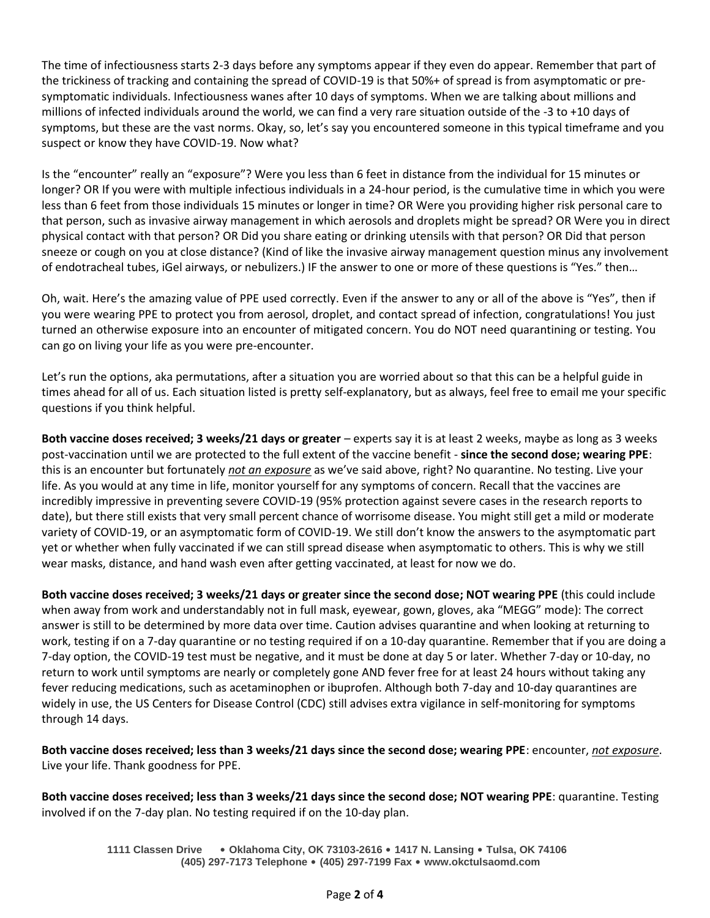The time of infectiousness starts 2-3 days before any symptoms appear if they even do appear. Remember that part of the trickiness of tracking and containing the spread of COVID-19 is that 50%+ of spread is from asymptomatic or pre-symptomatic individuals. Infectiousness wanes after 10 days of symptoms. When we are talking about millions and millions of infected individuals around the world, we can find a very rare situation outside of the -3 to +10 days of symptoms, but these are the vast norms. Okay, so, let's say you encountered someone in this typical timeframe and you suspect or know they have COVID-19. Now what?

Is the "encounter" really an "exposure"? Were you less than 6 feet in distance from the individual for 15 minutes or longer? OR If you were with multiple infectious individuals in a 24-hour period, is the cumulative time in which you were less than 6 feet from those individuals 15 minutes or longer in time? OR Were you providing higher risk personal care to that person, such as invasive airway management in which aerosols and droplets might be spread? OR Were you in direct physical contact with that person? OR Did you share eating or drinking utensils with that person? OR Did that person sneeze or cough on you at close distance? (Kind of like the invasive airway management question minus any involvement of endotracheal tubes, iGel airways, or nebulizers.) IF the answer to one or more of these questions is "Yes." then…

Oh, wait. Here's the amazing value of PPE used correctly. Even if the answer to any or all of the above is "Yes", then if you were wearing PPE to protect you from aerosol, droplet, and contact spread of infection, congratulations! You just turned an otherwise exposure into an encounter of mitigated concern. You do NOT need quarantining or testing. You can go on living your life as you were pre-encounter.

Let's run the options, aka permutations, after a situation you are worried about so that this can be a helpful guide in times ahead for all of us. Each situation listed is pretty self-explanatory, but as always, feel free to email me your specific questions if you think helpful.

**Both vaccine doses received; 3 weeks/21 days or greater** – experts say it is at least 2 weeks, maybe as long as 3 weeks post-vaccination until we are protected to the full extent of the vaccine benefit - **since the second dose; wearing PPE**: this is an encounter but fortunately ***not an exposure*** as we've said above, right? No quarantine. No testing. Live your life. As you would at any time in life, monitor yourself for any symptoms of concern. Recall that the vaccines are incredibly impressive in preventing severe COVID-19 (95% protection against severe cases in the research reports to date), but there still exists that very small percent chance of worrisome disease. You might still get a mild or moderate variety of COVID-19, or an asymptomatic form of COVID-19. We still don't know the answers to the asymptomatic part yet or whether when fully vaccinated if we can still spread disease when asymptomatic to others. This is why we still wear masks, distance, and hand wash even after getting vaccinated, at least for now we do.

**Both vaccine doses received; 3 weeks/21 days or greater since the second dose; NOT wearing PPE** (this could include when away from work and understandably not in full mask, eyewear, gown, gloves, aka "MEGG" mode): The correct answer is still to be determined by more data over time. Caution advises quarantine and when looking at returning to work, testing if on a 7-day quarantine or no testing required if on a 10-day quarantine. Remember that if you are doing a 7-day option, the COVID-19 test must be negative, and it must be done at day 5 or later. Whether 7-day or 10-day, no return to work until symptoms are nearly or completely gone AND fever free for at least 24 hours without taking any fever reducing medications, such as acetaminophen or ibuprofen. Although both 7-day and 10-day quarantines are widely in use, the US Centers for Disease Control (CDC) still advises extra vigilance in self-monitoring for symptoms through 14 days.

**Both vaccine doses received; less than 3 weeks/21 days since the second dose; wearing PPE**: encounter, ***not exposure***. Live your life. Thank goodness for PPE.

**Both vaccine doses received; less than 3 weeks/21 days since the second dose; NOT wearing PPE**: quarantine. Testing involved if on the 7-day plan. No testing required if on the 10-day plan.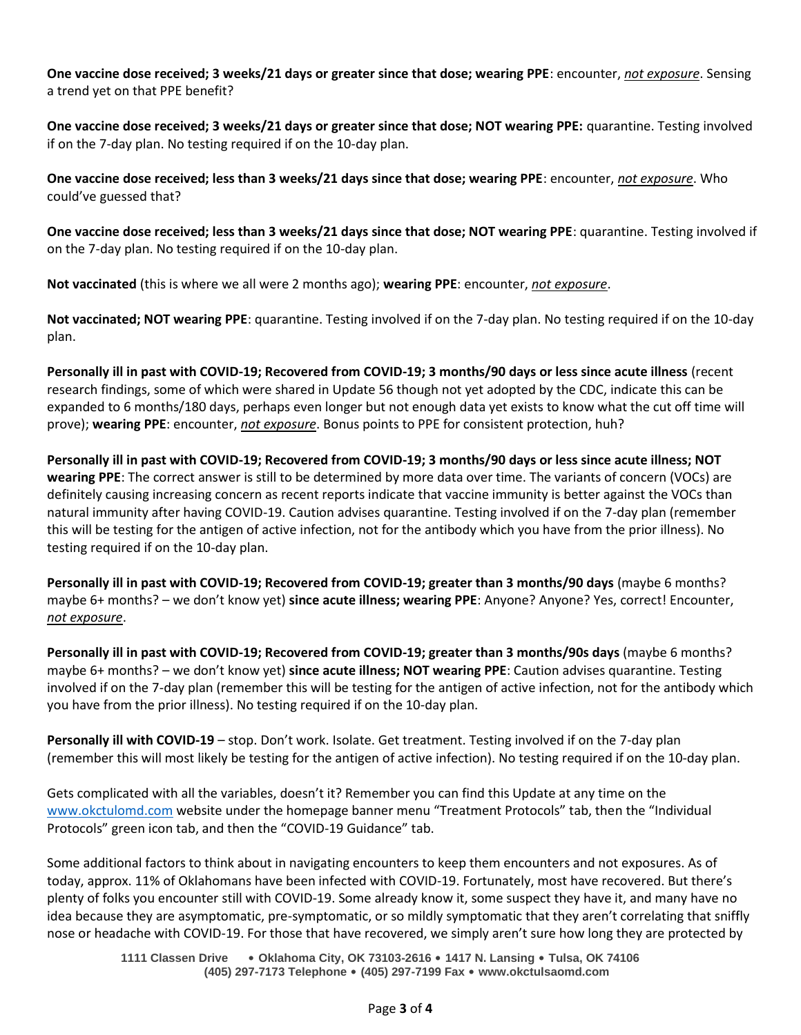**One vaccine dose received; 3 weeks/21 days or greater since that dose; wearing PPE**: encounter, ***not exposure***. Sensing a trend yet on that PPE benefit?

**One vaccine dose received; 3 weeks/21 days or greater since that dose; NOT wearing PPE:** quarantine. Testing involved if on the 7-day plan. No testing required if on the 10-day plan.

**One vaccine dose received; less than 3 weeks/21 days since that dose; wearing PPE**: encounter, ***not exposure***. Who could've guessed that?

**One vaccine dose received; less than 3 weeks/21 days since that dose; NOT wearing PPE**: quarantine. Testing involved if on the 7-day plan. No testing required if on the 10-day plan.

**Not vaccinated** (this is where we all were 2 months ago); **wearing PPE**: encounter, ***not exposure***.

**Not vaccinated; NOT wearing PPE**: quarantine. Testing involved if on the 7-day plan. No testing required if on the 10-day plan.

**Personally ill in past with COVID-19; Recovered from COVID-19; 3 months/90 days or less since acute illness** (recent research findings, some of which were shared in Update 56 though not yet adopted by the CDC, indicate this can be expanded to 6 months/180 days, perhaps even longer but not enough data yet exists to know what the cut off time will prove); **wearing PPE**: encounter, ***not exposure***. Bonus points to PPE for consistent protection, huh?

**Personally ill in past with COVID-19; Recovered from COVID-19; 3 months/90 days or less since acute illness; NOT wearing PPE**: The correct answer is still to be determined by more data over time. The variants of concern (VOCs) are definitely causing increasing concern as recent reports indicate that vaccine immunity is better against the VOCs than natural immunity after having COVID-19. Caution advises quarantine. Testing involved if on the 7-day plan (remember this will be testing for the antigen of active infection, not for the antibody which you have from the prior illness). No testing required if on the 10-day plan.

**Personally ill in past with COVID-19; Recovered from COVID-19; greater than 3 months/90 days** (maybe 6 months? maybe 6+ months? – we don't know yet) **since acute illness; wearing PPE**: Anyone? Anyone? Yes, correct! Encounter, ***not exposure***.

**Personally ill in past with COVID-19; Recovered from COVID-19; greater than 3 months/90s days** (maybe 6 months? maybe 6+ months? – we don't know yet) **since acute illness; NOT wearing PPE**: Caution advises quarantine. Testing involved if on the 7-day plan (remember this will be testing for the antigen of active infection, not for the antibody which you have from the prior illness). No testing required if on the 10-day plan.

**Personally ill with COVID-19** – stop. Don't work. Isolate. Get treatment. Testing involved if on the 7-day plan (remember this will most likely be testing for the antigen of active infection). No testing required if on the 10-day plan.

Gets complicated with all the variables, doesn't it? Remember you can find this Update at any time on the [www.okctulomd.com](www.okctulomd.com) website under the homepage banner menu "Treatment Protocols" tab, then the "Individual Protocols" green icon tab, and then the "COVID-19 Guidance" tab.

Some additional factors to think about in navigating encounters to keep them encounters and not exposures. As of today, approx. 11% of Oklahomans have been infected with COVID-19. Fortunately, most have recovered. But there's plenty of folks you encounter still with COVID-19. Some already know it, some suspect they have it, and many have no idea because they are asymptomatic, pre-symptomatic, or so mildly symptomatic that they aren't correlating that sniffly nose or headache with COVID-19. For those that have recovered, we simply aren't sure how long they are protected by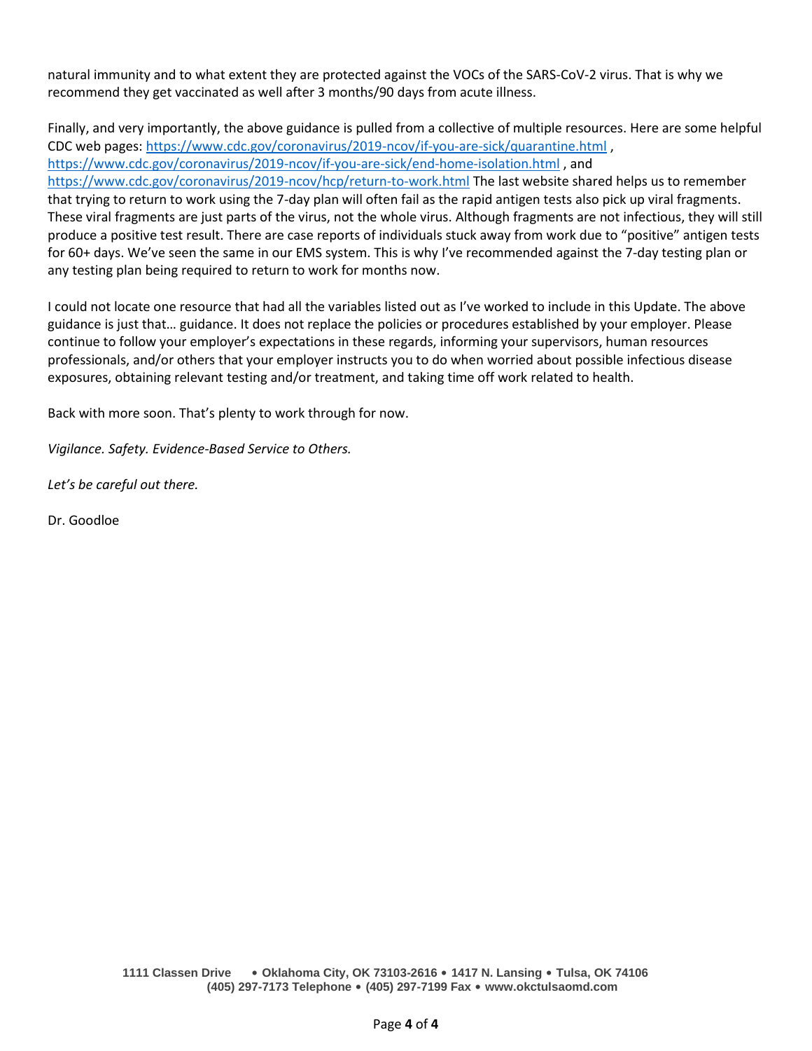natural immunity and to what extent they are protected against the VOCs of the SARS-CoV-2 virus. That is why we recommend they get vaccinated as well after 3 months/90 days from acute illness.

Finally, and very importantly, the above guidance is pulled from a collective of multiple resources. Here are some helpful CDC web pages: https://www.cdc.gov/coronavirus/2019-ncov/if-you-are-sick/quarantine.html , https://www.cdc.gov/coronavirus/2019-ncov/if-you-are-sick/end-home-isolation.html , and https://www.cdc.gov/coronavirus/2019-ncov/hcp/return-to-work.html The last website shared helps us to remember that trying to return to work using the 7-day plan will often fail as the rapid antigen tests also pick up viral fragments. These viral fragments are just parts of the virus, not the whole virus. Although fragments are not infectious, they will still produce a positive test result. There are case reports of individuals stuck away from work due to "positive" antigen tests for 60+ days. We've seen the same in our EMS system. This is why I've recommended against the 7-day testing plan or any testing plan being required to return to work for months now.

I could not locate one resource that had all the variables listed out as I've worked to include in this Update. The above guidance is just that… guidance. It does not replace the policies or procedures established by your employer. Please continue to follow your employer's expectations in these regards, informing your supervisors, human resources professionals, and/or others that your employer instructs you to do when worried about possible infectious disease exposures, obtaining relevant testing and/or treatment, and taking time off work related to health.

Back with more soon. That's plenty to work through for now.

*Vigilance. Safety. Evidence-Based Service to Others.*

*Let's be careful out there.*

Dr. Goodloe